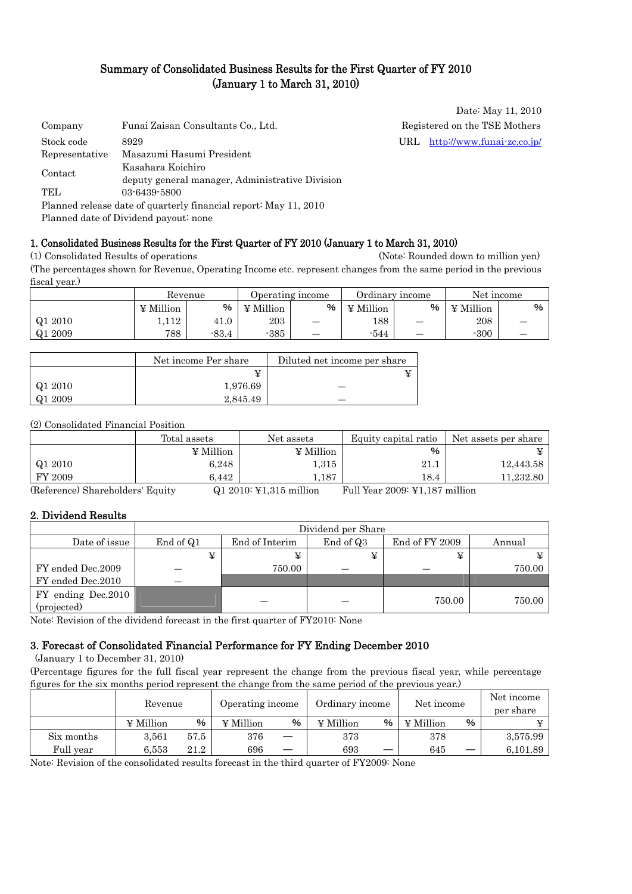# Summary of Consolidated Business Results for the First Quarter of FY 2010 (January 1 to March 31, 2010)

Date: May 11, 2010

| | |
|---|---|
| Company | Funai Zaisan Consultants Co., Ltd. |
| Stock code | 8929 |
| Representative | Masazumi Hasumi President |
| Contact | Kasahara Koichiro<br>deputy general manager, Administrative Division |
| TEL | 03-6439-5800 |

Registered on the TSE Mothers
URL http://www.funai-zc.co.jp/

Planned release date of quarterly financial report: May 11, 2010
Planned date of Dividend payout: none

## 1. Consolidated Business Results for the First Quarter of FY 2010 (January 1 to March 31, 2010)

(1) Consolidated Results of operations (Note: Rounded down to million yen)

(The percentages shown for Revenue, Operating Income etc. represent changes from the same period in the previous fiscal year.)

| | Revenue | | Operating income | | Ordinary income | | Net income | |
|---|---|---|---|---|---|---|---|---|
| | ¥ Million | % | ¥ Million | % | ¥ Million | % | ¥ Million | % |
| Q1 2010 | 1,112 | 41.0 | 203 | — | 188 | — | 208 | — |
| Q1 2009 | 788 | -83.4 | -385 | — | -544 | — | -300 | — |

| | Net income Per share | Diluted net income per share |
|---|---|---|
| | ¥ | ¥ |
| Q1 2010 | 1,976.69 | — |
| Q1 2009 | 2,845.49 | — |

(2) Consolidated Financial Position

| | Total assets | Net assets | Equity capital ratio | Net assets per share |
|---|---|---|---|---|
| | ¥ Million | ¥ Million | % | ¥ |
| Q1 2010 | 6,248 | 1,315 | 21.1 | 12,443.58 |
| FY 2009 | 6,442 | 1,187 | 18.4 | 11,232.80 |

(Reference) Shareholders' Equity Q1 2010: ¥1,315 million Full Year 2009: ¥1,187 million

## 2. Dividend Results

| | Dividend per Share | | | | |
|---|---|---|---|---|---|
| Date of issue | End of Q1 | End of Interim | End of Q3 | End of FY 2009 | Annual |
| | ¥ | ¥ | ¥ | ¥ | ¥ |
| FY ended Dec.2009 | — | 750.00 | — | — | 750.00 |
| FY ended Dec.2010 | — | | | | |
| FY ending Dec.2010 (projected) | | — | — | 750.00 | 750.00 |

Note: Revision of the dividend forecast in the first quarter of FY2010: None

## 3. Forecast of Consolidated Financial Performance for FY Ending December 2010

(January 1 to December 31, 2010)

(Percentage figures for the full fiscal year represent the change from the previous fiscal year, while percentage figures for the six months period represent the change from the same period of the previous year.)

| | Revenue | | Operating income | | Ordinary income | | Net income | | Net income per share |
|---|---|---|---|---|---|---|---|---|---|
| | ¥ Million | % | ¥ Million | % | ¥ Million | % | ¥ Million | % | ¥ |
| Six months | 3,561 | 57.5 | 376 | — | 373 | | 378 | | 3,575.99 |
| Full year | 6,553 | 21.2 | 696 | — | 693 | — | 645 | — | 6,101.89 |

Note: Revision of the consolidated results forecast in the third quarter of FY2009: None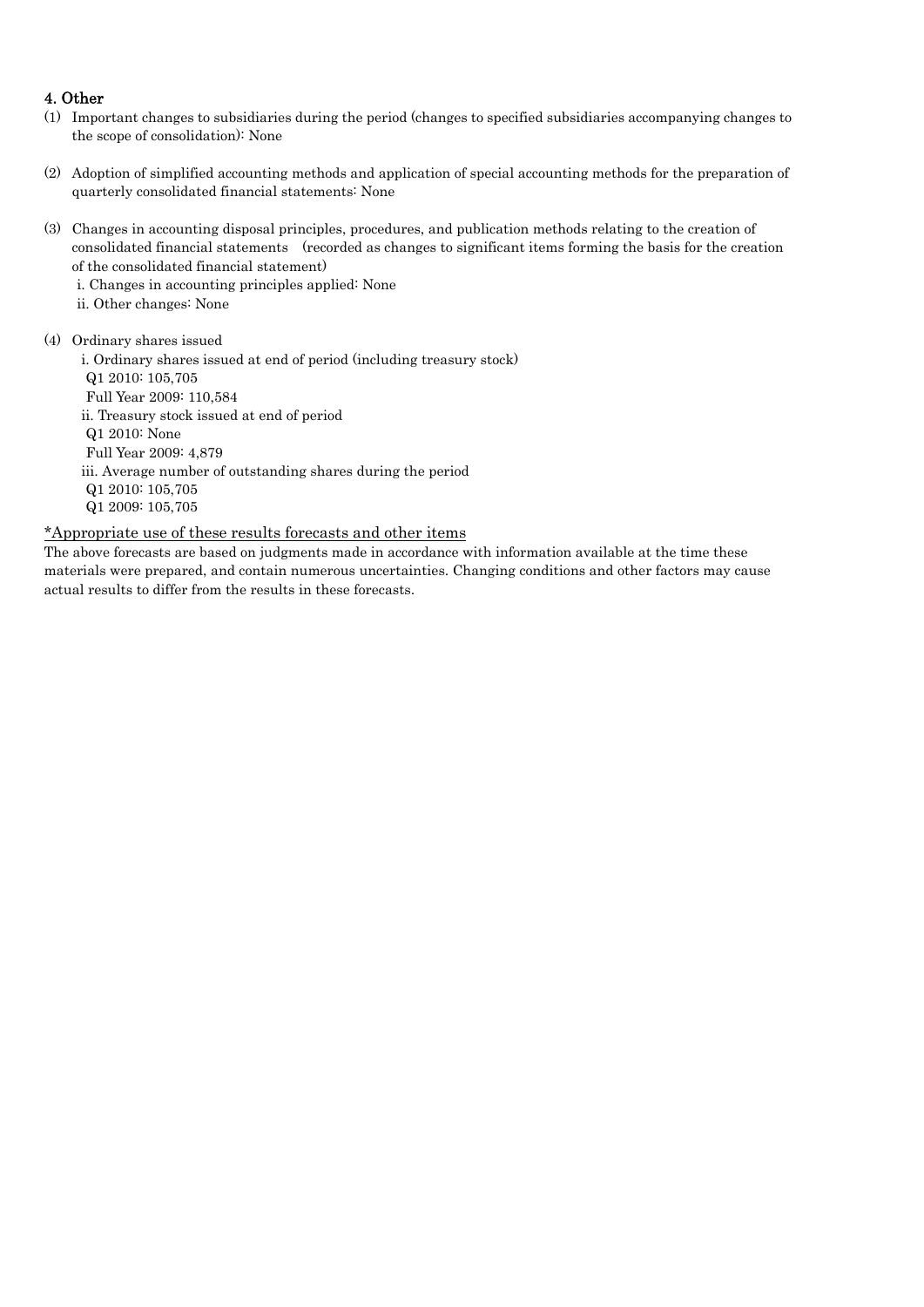## 4. Other

(1) Important changes to subsidiaries during the period (changes to specified subsidiaries accompanying changes to the scope of consolidation): None

(2) Adoption of simplified accounting methods and application of special accounting methods for the preparation of quarterly consolidated financial statements: None

(3) Changes in accounting disposal principles, procedures, and publication methods relating to the creation of consolidated financial statements (recorded as changes to significant items forming the basis for the creation of the consolidated financial statement)

i. Changes in accounting principles applied: None

ii. Other changes: None

(4) Ordinary shares issued

i. Ordinary shares issued at end of period (including treasury stock)

Q1 2010: 105,705

Full Year 2009: 110,584

ii. Treasury stock issued at end of period

Q1 2010: None

Full Year 2009: 4,879

iii. Average number of outstanding shares during the period

Q1 2010: 105,705

Q1 2009: 105,705

*Appropriate use of these results forecasts and other items

The above forecasts are based on judgments made in accordance with information available at the time these materials were prepared, and contain numerous uncertainties. Changing conditions and other factors may cause actual results to differ from the results in these forecasts.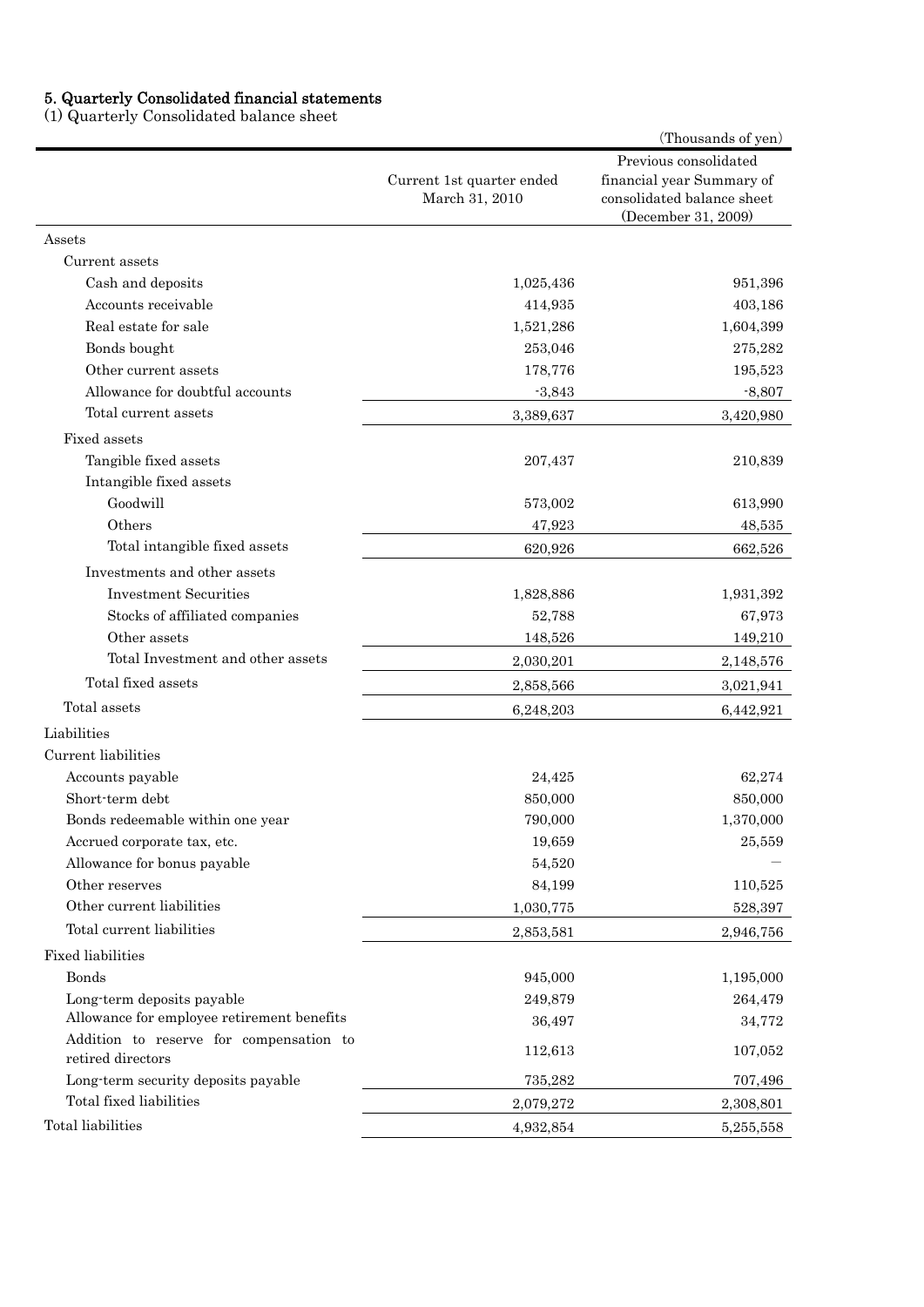## 5. Quarterly Consolidated financial statements

(1) Quarterly Consolidated balance sheet

(Thousands of yen)

| | Current 1st quarter ended March 31, 2010 | Previous consolidated financial year Summary of consolidated balance sheet (December 31, 2009) |
|---|---|---|
| Assets | | |
| Current assets | | |
| Cash and deposits | 1,025,436 | 951,396 |
| Accounts receivable | 414,935 | 403,186 |
| Real estate for sale | 1,521,286 | 1,604,399 |
| Bonds bought | 253,046 | 275,282 |
| Other current assets | 178,776 | 195,523 |
| Allowance for doubtful accounts | -3,843 | -8,807 |
| Total current assets | 3,389,637 | 3,420,980 |
| Fixed assets | | |
| Tangible fixed assets | 207,437 | 210,839 |
| Intangible fixed assets | | |
| Goodwill | 573,002 | 613,990 |
| Others | 47,923 | 48,535 |
| Total intangible fixed assets | 620,926 | 662,526 |
| Investments and other assets | | |
| Investment Securities | 1,828,886 | 1,931,392 |
| Stocks of affiliated companies | 52,788 | 67,973 |
| Other assets | 148,526 | 149,210 |
| Total Investment and other assets | 2,030,201 | 2,148,576 |
| Total fixed assets | 2,858,566 | 3,021,941 |
| Total assets | 6,248,203 | 6,442,921 |
| Liabilities | | |
| Current liabilities | | |
| Accounts payable | 24,425 | 62,274 |
| Short-term debt | 850,000 | 850,000 |
| Bonds redeemable within one year | 790,000 | 1,370,000 |
| Accrued corporate tax, etc. | 19,659 | 25,559 |
| Allowance for bonus payable | 54,520 | — |
| Other reserves | 84,199 | 110,525 |
| Other current liabilities | 1,030,775 | 528,397 |
| Total current liabilities | 2,853,581 | 2,946,756 |
| Fixed liabilities | | |
| Bonds | 945,000 | 1,195,000 |
| Long-term deposits payable | 249,879 | 264,479 |
| Allowance for employee retirement benefits | 36,497 | 34,772 |
| Addition to reserve for compensation to retired directors | 112,613 | 107,052 |
| Long-term security deposits payable | 735,282 | 707,496 |
| Total fixed liabilities | 2,079,272 | 2,308,801 |
| Total liabilities | 4,932,854 | 5,255,558 |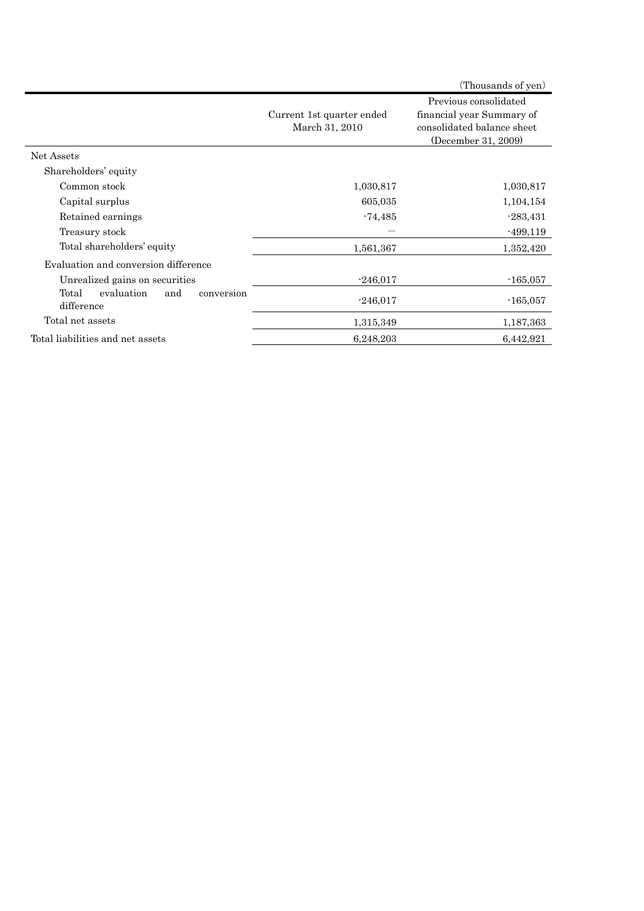(Thousands of yen)

| | Current 1st quarter ended March 31, 2010 | Previous consolidated financial year Summary of consolidated balance sheet (December 31, 2009) |
|---|---|---|
| Net Assets | | |
| Shareholders' equity | | |
| Common stock | 1,030,817 | 1,030,817 |
| Capital surplus | 605,035 | 1,104,154 |
| Retained earnings | -74,485 | -283,431 |
| Treasury stock | — | -499,119 |
| Total shareholders' equity | 1,561,367 | 1,352,420 |
| Evaluation and conversion difference | | |
| Unrealized gains on securities | -246,017 | -165,057 |
| Total evaluation and conversion difference | -246,017 | -165,057 |
| Total net assets | 1,315,349 | 1,187,363 |
| Total liabilities and net assets | 6,248,203 | 6,442,921 |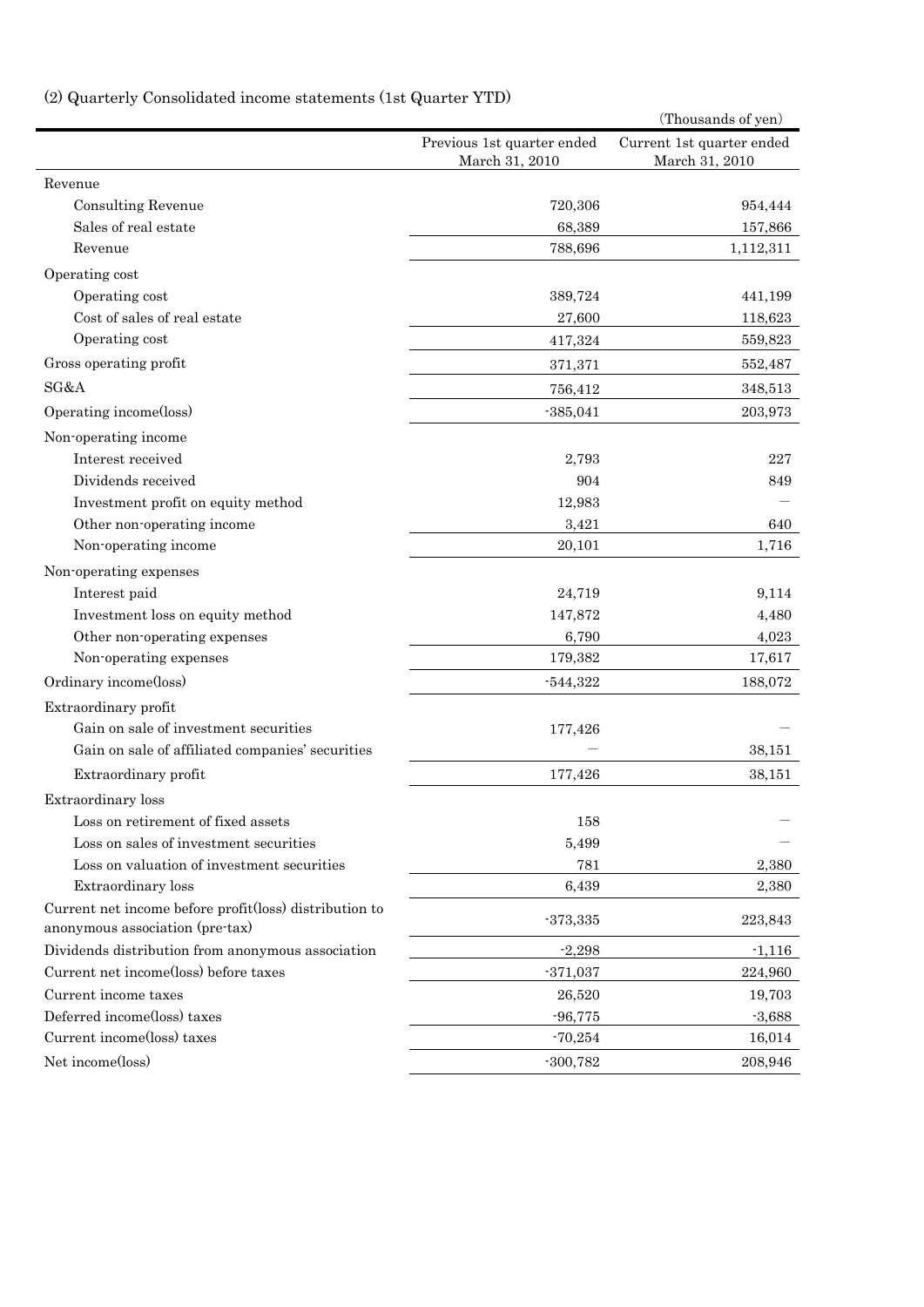(2) Quarterly Consolidated income statements (1st Quarter YTD)

(Thousands of yen)

| | Previous 1st quarter ended March 31, 2010 | Current 1st quarter ended March 31, 2010 |
|---|---|---|
| Revenue | | |
| Consulting Revenue | 720,306 | 954,444 |
| Sales of real estate | 68,389 | 157,866 |
| Revenue | 788,696 | 1,112,311 |
| Operating cost | | |
| Operating cost | 389,724 | 441,199 |
| Cost of sales of real estate | 27,600 | 118,623 |
| Operating cost | 417,324 | 559,823 |
| Gross operating profit | 371,371 | 552,487 |
| SG&A | 756,412 | 348,513 |
| Operating income(loss) | -385,041 | 203,973 |
| Non-operating income | | |
| Interest received | 2,793 | 227 |
| Dividends received | 904 | 849 |
| Investment profit on equity method | 12,983 | — |
| Other non-operating income | 3,421 | 640 |
| Non-operating income | 20,101 | 1,716 |
| Non-operating expenses | | |
| Interest paid | 24,719 | 9,114 |
| Investment loss on equity method | 147,872 | 4,480 |
| Other non-operating expenses | 6,790 | 4,023 |
| Non-operating expenses | 179,382 | 17,617 |
| Ordinary income(loss) | -544,322 | 188,072 |
| Extraordinary profit | | |
| Gain on sale of investment securities | 177,426 | — |
| Gain on sale of affiliated companies' securities | — | 38,151 |
| Extraordinary profit | 177,426 | 38,151 |
| Extraordinary loss | | |
| Loss on retirement of fixed assets | 158 | — |
| Loss on sales of investment securities | 5,499 | — |
| Loss on valuation of investment securities | 781 | 2,380 |
| Extraordinary loss | 6,439 | 2,380 |
| Current net income before profit(loss) distribution to anonymous association (pre-tax) | -373,335 | 223,843 |
| Dividends distribution from anonymous association | -2,298 | -1,116 |
| Current net income(loss) before taxes | -371,037 | 224,960 |
| Current income taxes | 26,520 | 19,703 |
| Deferred income(loss) taxes | -96,775 | -3,688 |
| Current income(loss) taxes | -70,254 | 16,014 |
| Net income(loss) | -300,782 | 208,946 |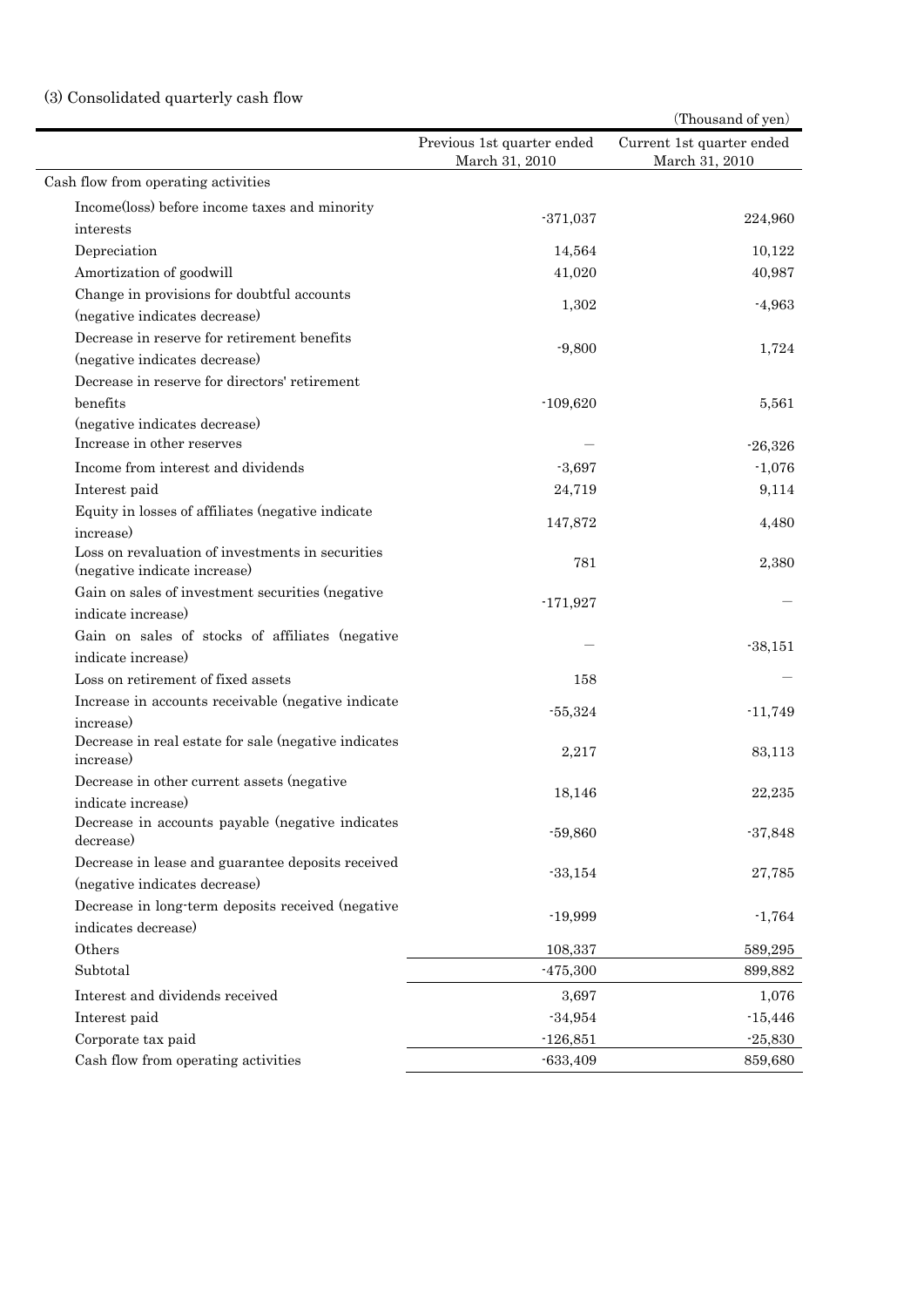### (3) Consolidated quarterly cash flow

(Thousand of yen)

| | Previous 1st quarter ended March 31, 2010 | Current 1st quarter ended March 31, 2010 |
|---|---|---|
| Cash flow from operating activities | | |
| Income(loss) before income taxes and minority interests | -371,037 | 224,960 |
| Depreciation | 14,564 | 10,122 |
| Amortization of goodwill | 41,020 | 40,987 |
| Change in provisions for doubtful accounts (negative indicates decrease) | 1,302 | -4,963 |
| Decrease in reserve for retirement benefits (negative indicates decrease) | -9,800 | 1,724 |
| Decrease in reserve for directors' retirement benefits (negative indicates decrease) | -109,620 | 5,561 |
| Increase in other reserves | — | -26,326 |
| Income from interest and dividends | -3,697 | -1,076 |
| Interest paid | 24,719 | 9,114 |
| Equity in losses of affiliates (negative indicate increase) | 147,872 | 4,480 |
| Loss on revaluation of investments in securities (negative indicate increase) | 781 | 2,380 |
| Gain on sales of investment securities (negative indicate increase) | -171,927 | — |
| Gain on sales of stocks of affiliates (negative indicate increase) | — | -38,151 |
| Loss on retirement of fixed assets | 158 | — |
| Increase in accounts receivable (negative indicate increase) | -55,324 | -11,749 |
| Decrease in real estate for sale (negative indicates increase) | 2,217 | 83,113 |
| Decrease in other current assets (negative indicate increase) | 18,146 | 22,235 |
| Decrease in accounts payable (negative indicates decrease) | -59,860 | -37,848 |
| Decrease in lease and guarantee deposits received (negative indicates decrease) | -33,154 | 27,785 |
| Decrease in long-term deposits received (negative indicates decrease) | -19,999 | -1,764 |
| Others | 108,337 | 589,295 |
| Subtotal | -475,300 | 899,882 |
| Interest and dividends received | 3,697 | 1,076 |
| Interest paid | -34,954 | -15,446 |
| Corporate tax paid | -126,851 | -25,830 |
| Cash flow from operating activities | -633,409 | 859,680 |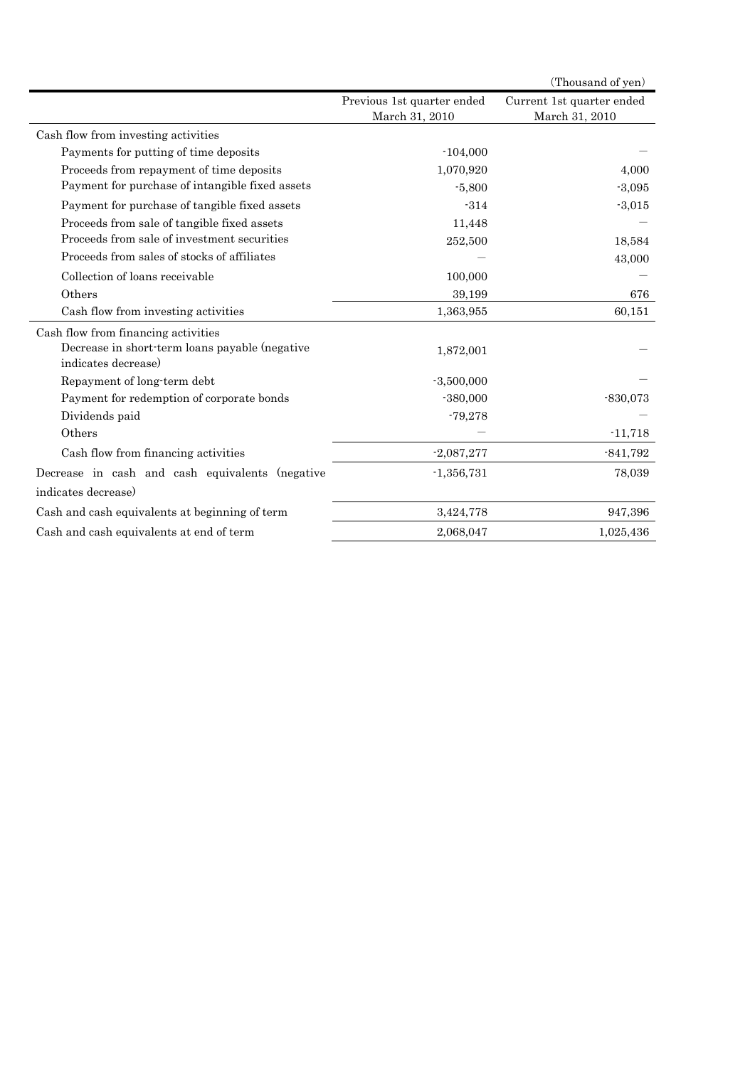(Thousand of yen)

| | Previous 1st quarter ended March 31, 2010 | Current 1st quarter ended March 31, 2010 |
|---|---|---|
| Cash flow from investing activities | | |
| Payments for putting of time deposits | -104,000 | — |
| Proceeds from repayment of time deposits | 1,070,920 | 4,000 |
| Payment for purchase of intangible fixed assets | -5,800 | -3,095 |
| Payment for purchase of tangible fixed assets | -314 | -3,015 |
| Proceeds from sale of tangible fixed assets | 11,448 | — |
| Proceeds from sale of investment securities | 252,500 | 18,584 |
| Proceeds from sales of stocks of affiliates | — | 43,000 |
| Collection of loans receivable | 100,000 | — |
| Others | 39,199 | 676 |
| Cash flow from investing activities | 1,363,955 | 60,151 |
| Cash flow from financing activities | | |
| Decrease in short-term loans payable (negative indicates decrease) | 1,872,001 | — |
| Repayment of long-term debt | -3,500,000 | — |
| Payment for redemption of corporate bonds | -380,000 | -830,073 |
| Dividends paid | -79,278 | — |
| Others | — | -11,718 |
| Cash flow from financing activities | -2,087,277 | -841,792 |
| Decrease in cash and cash equivalents (negative indicates decrease) | -1,356,731 | 78,039 |
| Cash and cash equivalents at beginning of term | 3,424,778 | 947,396 |
| Cash and cash equivalents at end of term | 2,068,047 | 1,025,436 |